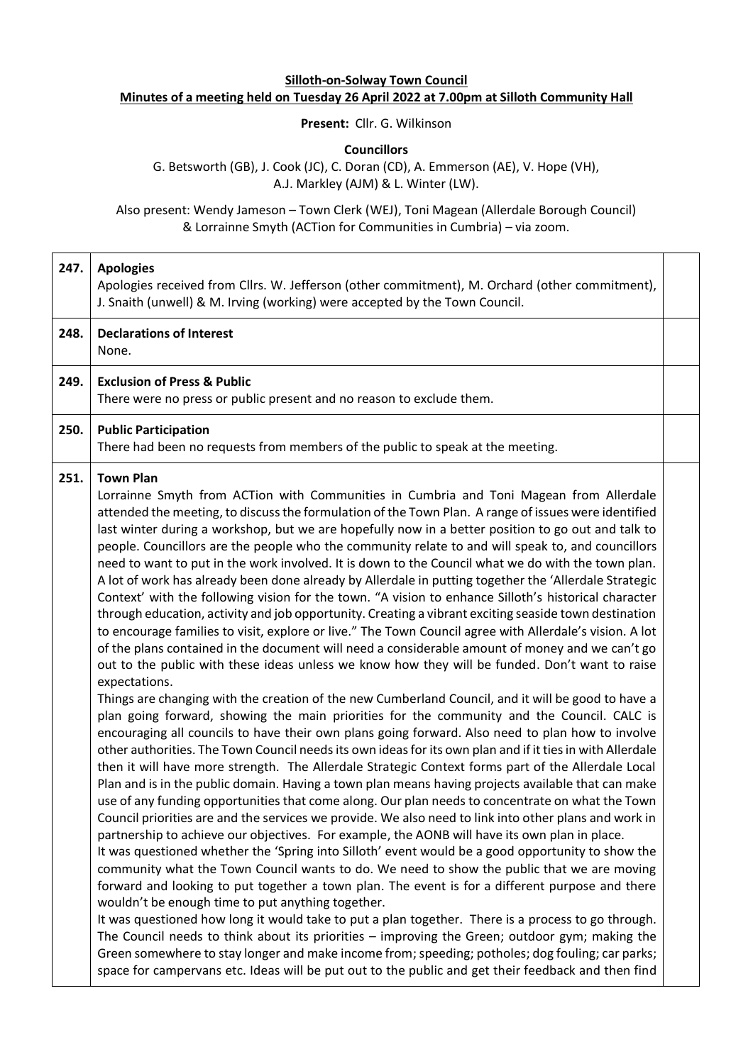**Silloth-on-Solway Town Council**

**Minutes of a meeting held on Tuesday 26 April 2022 at 7.00pm at Silloth Community Hall**

**Present:** Cllr. G. Wilkinson

**Councillors**

G. Betsworth (GB), J. Cook (JC), C. Doran (CD), A. Emmerson (AE), V. Hope (VH), A.J. Markley (AJM) & L. Winter (LW).

Also present: Wendy Jameson – Town Clerk (WEJ), Toni Magean (Allerdale Borough Council) & Lorrainne Smyth (ACTion for Communities in Cumbria) – via zoom.

| | | |
|---|---|---|
| **247.** | **Apologies**<br>Apologies received from Cllrs. W. Jefferson (other commitment), M. Orchard (other commitment), J. Snaith (unwell) & M. Irving (working) were accepted by the Town Council. | |
| **248.** | **Declarations of Interest**<br>None. | |
| **249.** | **Exclusion of Press & Public**<br>There were no press or public present and no reason to exclude them. | |
| **250.** | **Public Participation**<br>There had been no requests from members of the public to speak at the meeting. | |
| **251.** | **Town Plan**<br>Lorrainne Smyth from ACTion with Communities in Cumbria and Toni Magean from Allerdale attended the meeting, to discuss the formulation of the Town Plan. A range of issues were identified last winter during a workshop, but we are hopefully now in a better position to go out and talk to people. Councillors are the people who the community relate to and will speak to, and councillors need to want to put in the work involved. It is down to the Council what we do with the town plan. A lot of work has already been done already by Allerdale in putting together the 'Allerdale Strategic Context' with the following vision for the town. "A vision to enhance Silloth's historical character through education, activity and job opportunity. Creating a vibrant exciting seaside town destination to encourage families to visit, explore or live." The Town Council agree with Allerdale's vision. A lot of the plans contained in the document will need a considerable amount of money and we can't go out to the public with these ideas unless we know how they will be funded. Don't want to raise expectations.<br>Things are changing with the creation of the new Cumberland Council, and it will be good to have a plan going forward, showing the main priorities for the community and the Council. CALC is encouraging all councils to have their own plans going forward. Also need to plan how to involve other authorities. The Town Council needs its own ideas for its own plan and if it ties in with Allerdale then it will have more strength. The Allerdale Strategic Context forms part of the Allerdale Local Plan and is in the public domain. Having a town plan means having projects available that can make use of any funding opportunities that come along. Our plan needs to concentrate on what the Town Council priorities are and the services we provide. We also need to link into other plans and work in partnership to achieve our objectives. For example, the AONB will have its own plan in place.<br>It was questioned whether the 'Spring into Silloth' event would be a good opportunity to show the community what the Town Council wants to do. We need to show the public that we are moving forward and looking to put together a town plan. The event is for a different purpose and there wouldn't be enough time to put anything together.<br>It was questioned how long it would take to put a plan together. There is a process to go through. The Council needs to think about its priorities – improving the Green; outdoor gym; making the Green somewhere to stay longer and make income from; speeding; potholes; dog fouling; car parks; space for campervans etc. Ideas will be put out to the public and get their feedback and then find | |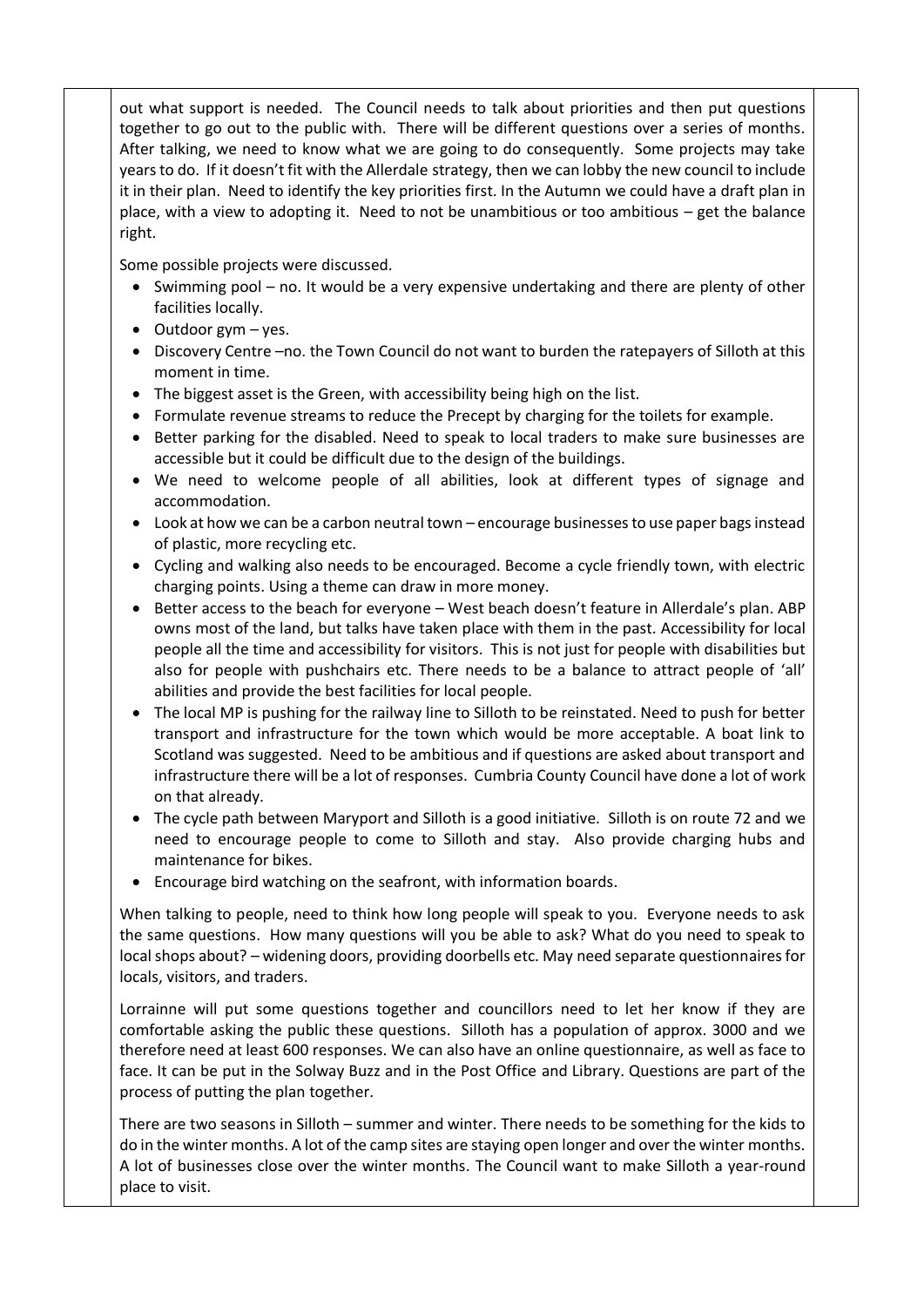out what support is needed. The Council needs to talk about priorities and then put questions together to go out to the public with. There will be different questions over a series of months. After talking, we need to know what we are going to do consequently. Some projects may take years to do. If it doesn't fit with the Allerdale strategy, then we can lobby the new council to include it in their plan. Need to identify the key priorities first. In the Autumn we could have a draft plan in place, with a view to adopting it. Need to not be unambitious or too ambitious – get the balance right.

Some possible projects were discussed.

- Swimming pool – no. It would be a very expensive undertaking and there are plenty of other facilities locally.
- Outdoor gym – yes.
- Discovery Centre –no. the Town Council do not want to burden the ratepayers of Silloth at this moment in time.
- The biggest asset is the Green, with accessibility being high on the list.
- Formulate revenue streams to reduce the Precept by charging for the toilets for example.
- Better parking for the disabled. Need to speak to local traders to make sure businesses are accessible but it could be difficult due to the design of the buildings.
- We need to welcome people of all abilities, look at different types of signage and accommodation.
- Look at how we can be a carbon neutral town – encourage businesses to use paper bags instead of plastic, more recycling etc.
- Cycling and walking also needs to be encouraged. Become a cycle friendly town, with electric charging points. Using a theme can draw in more money.
- Better access to the beach for everyone – West beach doesn't feature in Allerdale's plan. ABP owns most of the land, but talks have taken place with them in the past. Accessibility for local people all the time and accessibility for visitors. This is not just for people with disabilities but also for people with pushchairs etc. There needs to be a balance to attract people of 'all' abilities and provide the best facilities for local people.
- The local MP is pushing for the railway line to Silloth to be reinstated. Need to push for better transport and infrastructure for the town which would be more acceptable. A boat link to Scotland was suggested. Need to be ambitious and if questions are asked about transport and infrastructure there will be a lot of responses. Cumbria County Council have done a lot of work on that already.
- The cycle path between Maryport and Silloth is a good initiative. Silloth is on route 72 and we need to encourage people to come to Silloth and stay. Also provide charging hubs and maintenance for bikes.
- Encourage bird watching on the seafront, with information boards.

When talking to people, need to think how long people will speak to you. Everyone needs to ask the same questions. How many questions will you be able to ask? What do you need to speak to local shops about? – widening doors, providing doorbells etc. May need separate questionnaires for locals, visitors, and traders.

Lorrainne will put some questions together and councillors need to let her know if they are comfortable asking the public these questions. Silloth has a population of approx. 3000 and we therefore need at least 600 responses. We can also have an online questionnaire, as well as face to face. It can be put in the Solway Buzz and in the Post Office and Library. Questions are part of the process of putting the plan together.

There are two seasons in Silloth – summer and winter. There needs to be something for the kids to do in the winter months. A lot of the camp sites are staying open longer and over the winter months. A lot of businesses close over the winter months. The Council want to make Silloth a year-round place to visit.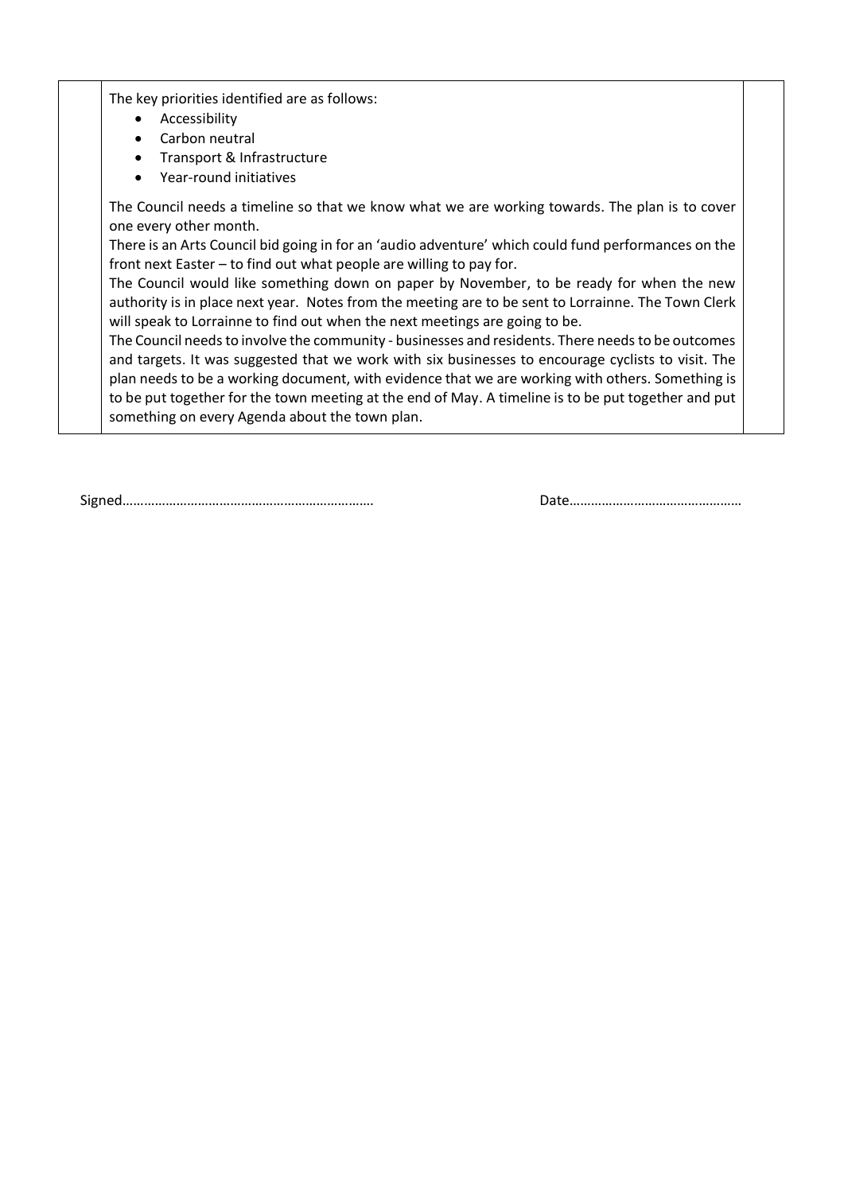| | | |
|---|---|---|
| | The key priorities identified are as follows:<br>• Accessibility<br>• Carbon neutral<br>• Transport & Infrastructure<br>• Year-round initiatives<br><br>The Council needs a timeline so that we know what we are working towards. The plan is to cover one every other month.<br>There is an Arts Council bid going in for an 'audio adventure' which could fund performances on the front next Easter – to find out what people are willing to pay for.<br>The Council would like something down on paper by November, to be ready for when the new authority is in place next year. Notes from the meeting are to be sent to Lorrainne. The Town Clerk will speak to Lorrainne to find out when the next meetings are going to be.<br>The Council needs to involve the community - businesses and residents. There needs to be outcomes and targets. It was suggested that we work with six businesses to encourage cyclists to visit. The plan needs to be a working document, with evidence that we are working with others. Something is to be put together for the town meeting at the end of May. A timeline is to be put together and put something on every Agenda about the town plan. | |

Signed…………………………………………………………… Date…………………………………………